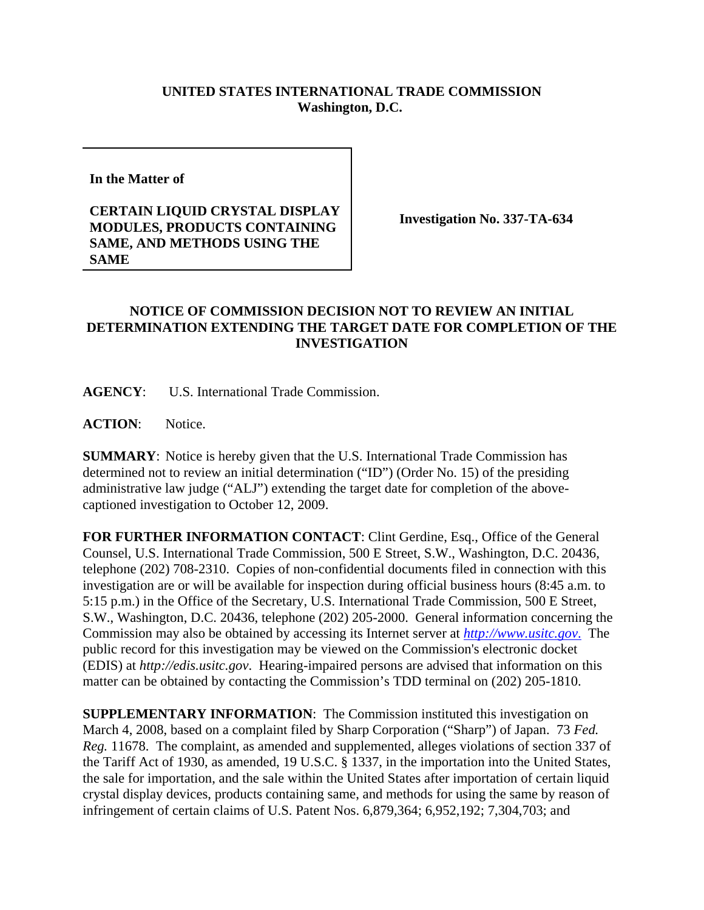**UNITED STATES INTERNATIONAL TRADE COMMISSION**
**Washington, D.C.**

**In the Matter of**

**CERTAIN LIQUID CRYSTAL DISPLAY MODULES, PRODUCTS CONTAINING SAME, AND METHODS USING THE SAME**

**Investigation No. 337-TA-634**

## NOTICE OF COMMISSION DECISION NOT TO REVIEW AN INITIAL DETERMINATION EXTENDING THE TARGET DATE FOR COMPLETION OF THE INVESTIGATION

**AGENCY**: U.S. International Trade Commission.

**ACTION**: Notice.

**SUMMARY**: Notice is hereby given that the U.S. International Trade Commission has determined not to review an initial determination ("ID") (Order No. 15) of the presiding administrative law judge ("ALJ") extending the target date for completion of the above-captioned investigation to October 12, 2009.

**FOR FURTHER INFORMATION CONTACT**: Clint Gerdine, Esq., Office of the General Counsel, U.S. International Trade Commission, 500 E Street, S.W., Washington, D.C. 20436, telephone (202) 708-2310. Copies of non-confidential documents filed in connection with this investigation are or will be available for inspection during official business hours (8:45 a.m. to 5:15 p.m.) in the Office of the Secretary, U.S. International Trade Commission, 500 E Street, S.W., Washington, D.C. 20436, telephone (202) 205-2000. General information concerning the Commission may also be obtained by accessing its Internet server at *http://www.usitc.gov*. The public record for this investigation may be viewed on the Commission's electronic docket (EDIS) at *http://edis.usitc.gov*. Hearing-impaired persons are advised that information on this matter can be obtained by contacting the Commission's TDD terminal on (202) 205-1810.

**SUPPLEMENTARY INFORMATION**: The Commission instituted this investigation on March 4, 2008, based on a complaint filed by Sharp Corporation ("Sharp") of Japan. 73 *Fed. Reg.* 11678. The complaint, as amended and supplemented, alleges violations of section 337 of the Tariff Act of 1930, as amended, 19 U.S.C. § 1337, in the importation into the United States, the sale for importation, and the sale within the United States after importation of certain liquid crystal display devices, products containing same, and methods for using the same by reason of infringement of certain claims of U.S. Patent Nos. 6,879,364; 6,952,192; 7,304,703; and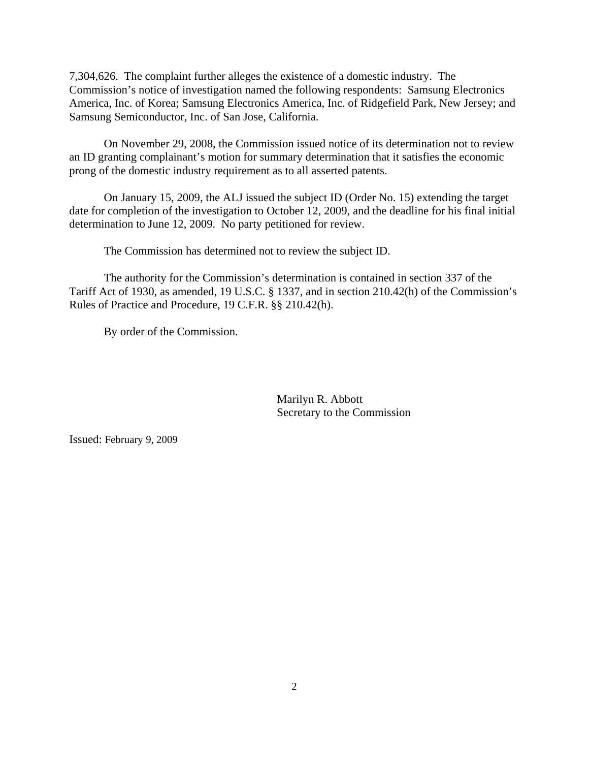7,304,626. The complaint further alleges the existence of a domestic industry. The Commission's notice of investigation named the following respondents: Samsung Electronics America, Inc. of Korea; Samsung Electronics America, Inc. of Ridgefield Park, New Jersey; and Samsung Semiconductor, Inc. of San Jose, California.

On November 29, 2008, the Commission issued notice of its determination not to review an ID granting complainant's motion for summary determination that it satisfies the economic prong of the domestic industry requirement as to all asserted patents.

On January 15, 2009, the ALJ issued the subject ID (Order No. 15) extending the target date for completion of the investigation to October 12, 2009, and the deadline for his final initial determination to June 12, 2009. No party petitioned for review.

The Commission has determined not to review the subject ID.

The authority for the Commission's determination is contained in section 337 of the Tariff Act of 1930, as amended, 19 U.S.C. § 1337, and in section 210.42(h) of the Commission's Rules of Practice and Procedure, 19 C.F.R. §§ 210.42(h).

By order of the Commission.

Marilyn R. Abbott
Secretary to the Commission

Issued: February 9, 2009